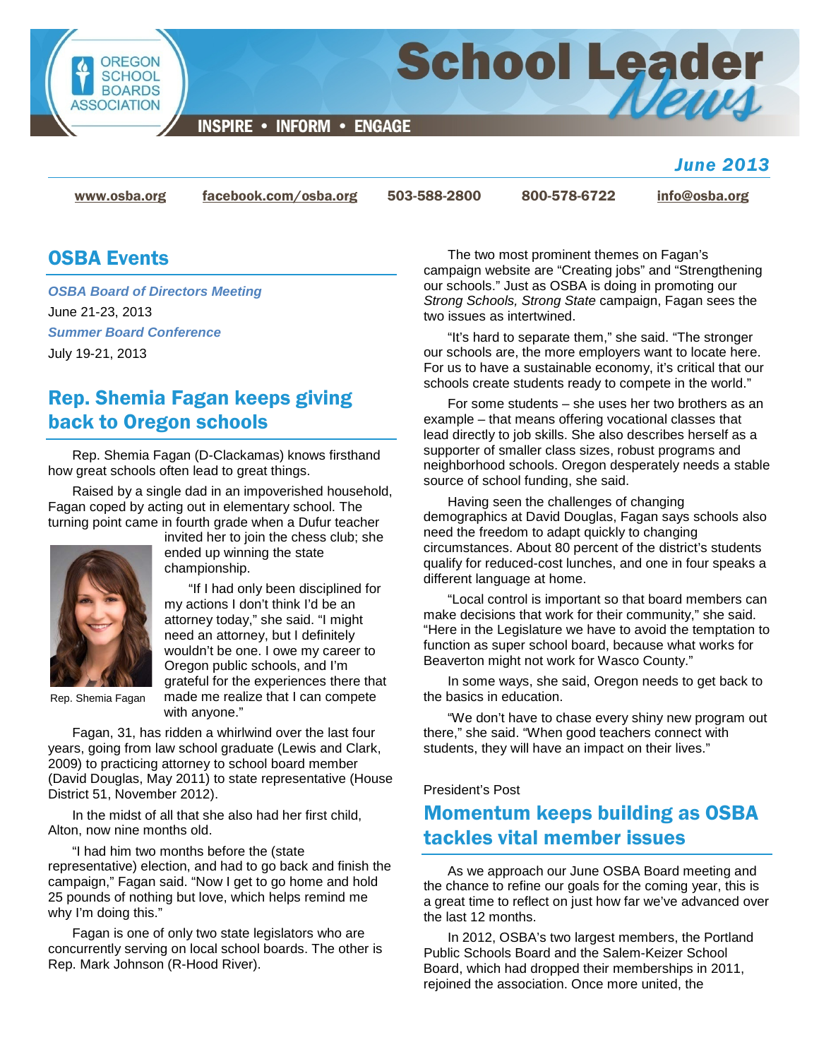# School Leader News

INSPIRE • INFORM • ENGAGE

*June 2013*

www.osba.org | facebook.com/osba.org | 503-588-2800 | 800-578-6722 | info@osba.org

## OSBA Events

***OSBA Board of Directors Meeting***

June 21-23, 2013

***Summer Board Conference***

July 19-21, 2013

## Rep. Shemia Fagan keeps giving back to Oregon schools

Rep. Shemia Fagan (D-Clackamas) knows firsthand how great schools often lead to great things.

Raised by a single dad in an impoverished household, Fagan coped by acting out in elementary school. The turning point came in fourth grade when a Dufur teacher invited her to join the chess club; she ended up winning the state championship.

Rep. Shemia Fagan

"If I had only been disciplined for my actions I don't think I'd be an attorney today," she said. "I might need an attorney, but I definitely wouldn't be one. I owe my career to Oregon public schools, and I'm grateful for the experiences there that made me realize that I can compete with anyone."

Fagan, 31, has ridden a whirlwind over the last four years, going from law school graduate (Lewis and Clark, 2009) to practicing attorney to school board member (David Douglas, May 2011) to state representative (House District 51, November 2012).

In the midst of all that she also had her first child, Alton, now nine months old.

"I had him two months before the (state representative) election, and had to go back and finish the campaign," Fagan said. "Now I get to go home and hold 25 pounds of nothing but love, which helps remind me why I'm doing this."

Fagan is one of only two state legislators who are concurrently serving on local school boards. The other is Rep. Mark Johnson (R-Hood River).

The two most prominent themes on Fagan's campaign website are "Creating jobs" and "Strengthening our schools." Just as OSBA is doing in promoting our *Strong Schools, Strong State* campaign, Fagan sees the two issues as intertwined.

"It's hard to separate them," she said. "The stronger our schools are, the more employers want to locate here. For us to have a sustainable economy, it's critical that our schools create students ready to compete in the world."

For some students – she uses her two brothers as an example – that means offering vocational classes that lead directly to job skills. She also describes herself as a supporter of smaller class sizes, robust programs and neighborhood schools. Oregon desperately needs a stable source of school funding, she said.

Having seen the challenges of changing demographics at David Douglas, Fagan says schools also need the freedom to adapt quickly to changing circumstances. About 80 percent of the district's students qualify for reduced-cost lunches, and one in four speaks a different language at home.

"Local control is important so that board members can make decisions that work for their community," she said. "Here in the Legislature we have to avoid the temptation to function as super school board, because what works for Beaverton might not work for Wasco County."

In some ways, she said, Oregon needs to get back to the basics in education.

"We don't have to chase every shiny new program out there," she said. "When good teachers connect with students, they will have an impact on their lives."

President's Post

## Momentum keeps building as OSBA tackles vital member issues

As we approach our June OSBA Board meeting and the chance to refine our goals for the coming year, this is a great time to reflect on just how far we've advanced over the last 12 months.

In 2012, OSBA's two largest members, the Portland Public Schools Board and the Salem-Keizer School Board, which had dropped their memberships in 2011, rejoined the association. Once more united, the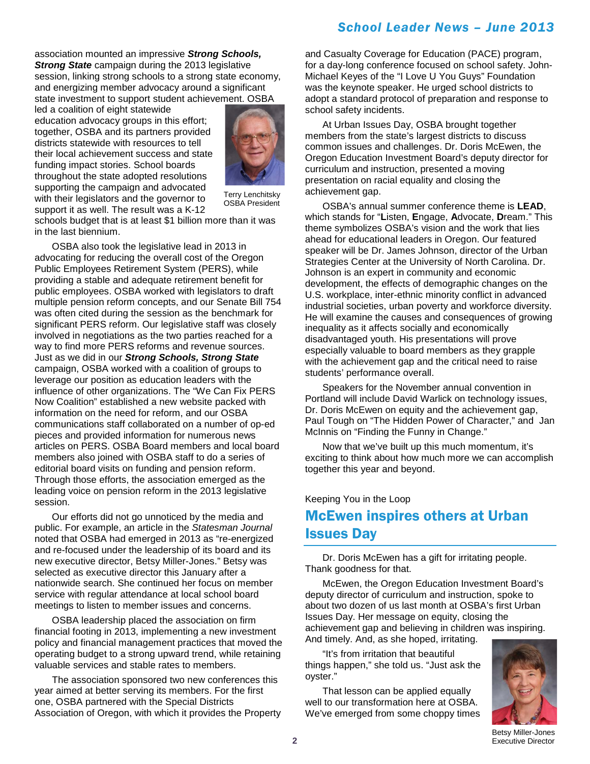association mounted an impressive ***Strong Schools, Strong State*** campaign during the 2013 legislative session, linking strong schools to a strong state economy, and energizing member advocacy around a significant state investment to support student achievement. OSBA led a coalition of eight statewide education advocacy groups in this effort; together, OSBA and its partners provided districts statewide with resources to tell their local achievement success and state funding impact stories. School boards throughout the state adopted resolutions supporting the campaign and advocated with their legislators and the governor to support it as well. The result was a K-12 schools budget that is at least $1 billion more than it was in the last biennium.

Terry Lenchitsky
OSBA President

OSBA also took the legislative lead in 2013 in advocating for reducing the overall cost of the Oregon Public Employees Retirement System (PERS), while providing a stable and adequate retirement benefit for public employees. OSBA worked with legislators to draft multiple pension reform concepts, and our Senate Bill 754 was often cited during the session as the benchmark for significant PERS reform. Our legislative staff was closely involved in negotiations as the two parties reached for a way to find more PERS reforms and revenue sources. Just as we did in our ***Strong Schools, Strong State*** campaign, OSBA worked with a coalition of groups to leverage our position as education leaders with the influence of other organizations. The "We Can Fix PERS Now Coalition" established a new website packed with information on the need for reform, and our OSBA communications staff collaborated on a number of op-ed pieces and provided information for numerous news articles on PERS. OSBA Board members and local board members also joined with OSBA staff to do a series of editorial board visits on funding and pension reform. Through those efforts, the association emerged as the leading voice on pension reform in the 2013 legislative session.

Our efforts did not go unnoticed by the media and public. For example, an article in the *Statesman Journal* noted that OSBA had emerged in 2013 as "re-energized and re-focused under the leadership of its board and its new executive director, Betsy Miller-Jones." Betsy was selected as executive director this January after a nationwide search. She continued her focus on member service with regular attendance at local school board meetings to listen to member issues and concerns.

OSBA leadership placed the association on firm financial footing in 2013, implementing a new investment policy and financial management practices that moved the operating budget to a strong upward trend, while retaining valuable services and stable rates to members.

The association sponsored two new conferences this year aimed at better serving its members. For the first one, OSBA partnered with the Special Districts Association of Oregon, with which it provides the Property and Casualty Coverage for Education (PACE) program, for a day-long conference focused on school safety. John-Michael Keyes of the "I Love U You Guys" Foundation was the keynote speaker. He urged school districts to adopt a standard protocol of preparation and response to school safety incidents.

At Urban Issues Day, OSBA brought together members from the state's largest districts to discuss common issues and challenges. Dr. Doris McEwen, the Oregon Education Investment Board's deputy director for curriculum and instruction, presented a moving presentation on racial equality and closing the achievement gap.

OSBA's annual summer conference theme is **LEAD**, which stands for "**L**isten, **E**ngage, **A**dvocate, **D**ream." This theme symbolizes OSBA's vision and the work that lies ahead for educational leaders in Oregon. Our featured speaker will be Dr. James Johnson, director of the Urban Strategies Center at the University of North Carolina. Dr. Johnson is an expert in community and economic development, the effects of demographic changes on the U.S. workplace, inter-ethnic minority conflict in advanced industrial societies, urban poverty and workforce diversity. He will examine the causes and consequences of growing inequality as it affects socially and economically disadvantaged youth. His presentations will prove especially valuable to board members as they grapple with the achievement gap and the critical need to raise students' performance overall.

Speakers for the November annual convention in Portland will include David Warlick on technology issues, Dr. Doris McEwen on equity and the achievement gap, Paul Tough on "The Hidden Power of Character," and Jan McInnis on "Finding the Funny in Change."

Now that we've built up this much momentum, it's exciting to think about how much more we can accomplish together this year and beyond.

Keeping You in the Loop

## McEwen inspires others at Urban Issues Day

Dr. Doris McEwen has a gift for irritating people. Thank goodness for that.

McEwen, the Oregon Education Investment Board's deputy director of curriculum and instruction, spoke to about two dozen of us last month at OSBA's first Urban Issues Day. Her message on equity, closing the achievement gap and believing in children was inspiring. And timely. And, as she hoped, irritating.

"It's from irritation that beautiful things happen," she told us. "Just ask the oyster."

That lesson can be applied equally well to our transformation here at OSBA. We've emerged from some choppy times

Betsy Miller-Jones
Executive Director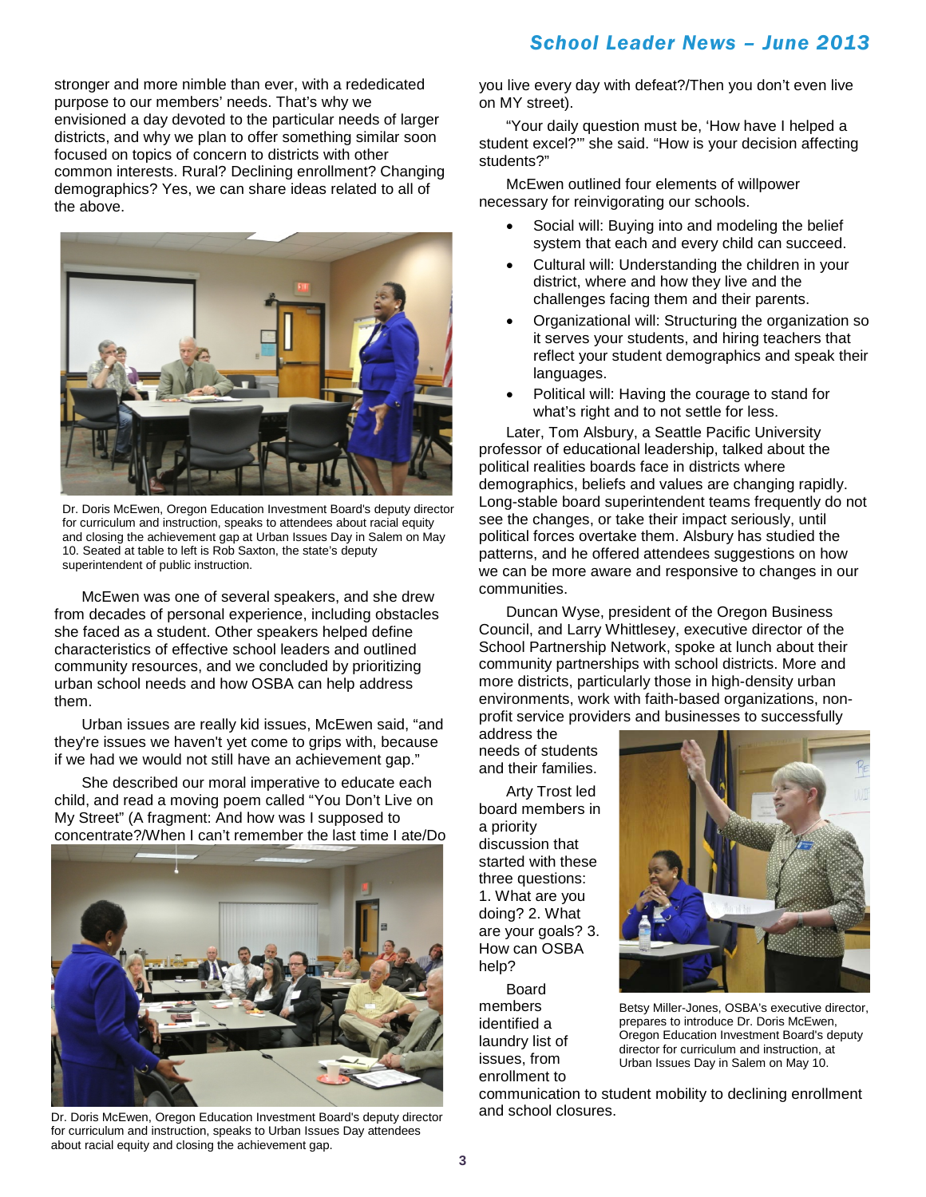stronger and more nimble than ever, with a rededicated purpose to our members' needs. That's why we envisioned a day devoted to the particular needs of larger districts, and why we plan to offer something similar soon focused on topics of concern to districts with other common interests. Rural? Declining enrollment? Changing demographics? Yes, we can share ideas related to all of the above.

Dr. Doris McEwen, Oregon Education Investment Board's deputy director for curriculum and instruction, speaks to attendees about racial equity and closing the achievement gap at Urban Issues Day in Salem on May 10. Seated at table to left is Rob Saxton, the state's deputy superintendent of public instruction.

McEwen was one of several speakers, and she drew from decades of personal experience, including obstacles she faced as a student. Other speakers helped define characteristics of effective school leaders and outlined community resources, and we concluded by prioritizing urban school needs and how OSBA can help address them.

Urban issues are really kid issues, McEwen said, "and they're issues we haven't yet come to grips with, because if we had we would not still have an achievement gap."

She described our moral imperative to educate each child, and read a moving poem called "You Don't Live on My Street" (A fragment: And how was I supposed to concentrate?/When I can't remember the last time I ate/Do you live every day with defeat?/Then you don't even live on MY street).

Dr. Doris McEwen, Oregon Education Investment Board's deputy director for curriculum and instruction, speaks to Urban Issues Day attendees about racial equity and closing the achievement gap.

"Your daily question must be, 'How have I helped a student excel?'" she said. "How is your decision affecting students?"

McEwen outlined four elements of willpower necessary for reinvigorating our schools.

- Social will: Buying into and modeling the belief system that each and every child can succeed.
- Cultural will: Understanding the children in your district, where and how they live and the challenges facing them and their parents.
- Organizational will: Structuring the organization so it serves your students, and hiring teachers that reflect your student demographics and speak their languages.
- Political will: Having the courage to stand for what's right and to not settle for less.

Later, Tom Alsbury, a Seattle Pacific University professor of educational leadership, talked about the political realities boards face in districts where demographics, beliefs and values are changing rapidly. Long-stable board superintendent teams frequently do not see the changes, or take their impact seriously, until political forces overtake them. Alsbury has studied the patterns, and he offered attendees suggestions on how we can be more aware and responsive to changes in our communities.

Duncan Wyse, president of the Oregon Business Council, and Larry Whittlesey, executive director of the School Partnership Network, spoke at lunch about their community partnerships with school districts. More and more districts, particularly those in high-density urban environments, work with faith-based organizations, non-profit service providers and businesses to successfully address the needs of students and their families.

Arty Trost led board members in a priority discussion that started with these three questions: 1. What are you doing? 2. What are your goals? 3. How can OSBA help?

Betsy Miller-Jones, OSBA's executive director, prepares to introduce Dr. Doris McEwen, Oregon Education Investment Board's deputy director for curriculum and instruction, at Urban Issues Day in Salem on May 10.

Board members identified a laundry list of issues, from enrollment to communication to student mobility to declining enrollment and school closures.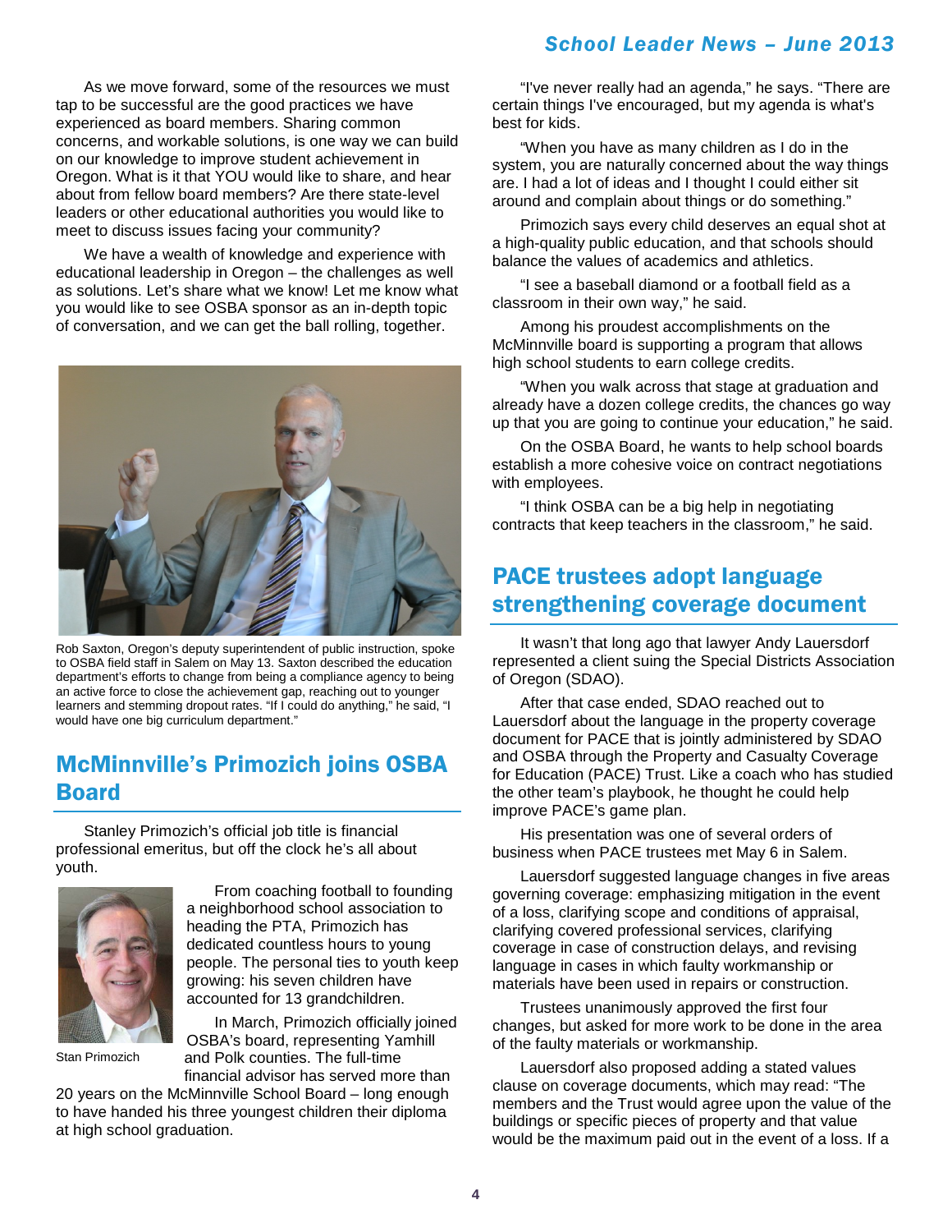As we move forward, some of the resources we must tap to be successful are the good practices we have experienced as board members. Sharing common concerns, and workable solutions, is one way we can build on our knowledge to improve student achievement in Oregon. What is it that YOU would like to share, and hear about from fellow board members? Are there state-level leaders or other educational authorities you would like to meet to discuss issues facing your community?

We have a wealth of knowledge and experience with educational leadership in Oregon – the challenges as well as solutions. Let's share what we know! Let me know what you would like to see OSBA sponsor as an in-depth topic of conversation, and we can get the ball rolling, together.

Rob Saxton, Oregon's deputy superintendent of public instruction, spoke to OSBA field staff in Salem on May 13. Saxton described the education department's efforts to change from being a compliance agency to being an active force to close the achievement gap, reaching out to younger learners and stemming dropout rates. "If I could do anything," he said, "I would have one big curriculum department."

## McMinnville's Primozich joins OSBA Board

Stanley Primozich's official job title is financial professional emeritus, but off the clock he's all about youth.

Stan Primozich

From coaching football to founding a neighborhood school association to heading the PTA, Primozich has dedicated countless hours to young people. The personal ties to youth keep growing: his seven children have accounted for 13 grandchildren.

In March, Primozich officially joined OSBA's board, representing Yamhill and Polk counties. The full-time financial advisor has served more than 20 years on the McMinnville School Board – long enough to have handed his three youngest children their diploma at high school graduation.

"I've never really had an agenda," he says. "There are certain things I've encouraged, but my agenda is what's best for kids.

"When you have as many children as I do in the system, you are naturally concerned about the way things are. I had a lot of ideas and I thought I could either sit around and complain about things or do something."

Primozich says every child deserves an equal shot at a high-quality public education, and that schools should balance the values of academics and athletics.

"I see a baseball diamond or a football field as a classroom in their own way," he said.

Among his proudest accomplishments on the McMinnville board is supporting a program that allows high school students to earn college credits.

"When you walk across that stage at graduation and already have a dozen college credits, the chances go way up that you are going to continue your education," he said.

On the OSBA Board, he wants to help school boards establish a more cohesive voice on contract negotiations with employees.

"I think OSBA can be a big help in negotiating contracts that keep teachers in the classroom," he said.

## PACE trustees adopt language strengthening coverage document

It wasn't that long ago that lawyer Andy Lauersdorf represented a client suing the Special Districts Association of Oregon (SDAO).

After that case ended, SDAO reached out to Lauersdorf about the language in the property coverage document for PACE that is jointly administered by SDAO and OSBA through the Property and Casualty Coverage for Education (PACE) Trust. Like a coach who has studied the other team's playbook, he thought he could help improve PACE's game plan.

His presentation was one of several orders of business when PACE trustees met May 6 in Salem.

Lauersdorf suggested language changes in five areas governing coverage: emphasizing mitigation in the event of a loss, clarifying scope and conditions of appraisal, clarifying covered professional services, clarifying coverage in case of construction delays, and revising language in cases in which faulty workmanship or materials have been used in repairs or construction.

Trustees unanimously approved the first four changes, but asked for more work to be done in the area of the faulty materials or workmanship.

Lauersdorf also proposed adding a stated values clause on coverage documents, which may read: "The members and the Trust would agree upon the value of the buildings or specific pieces of property and that value would be the maximum paid out in the event of a loss. If a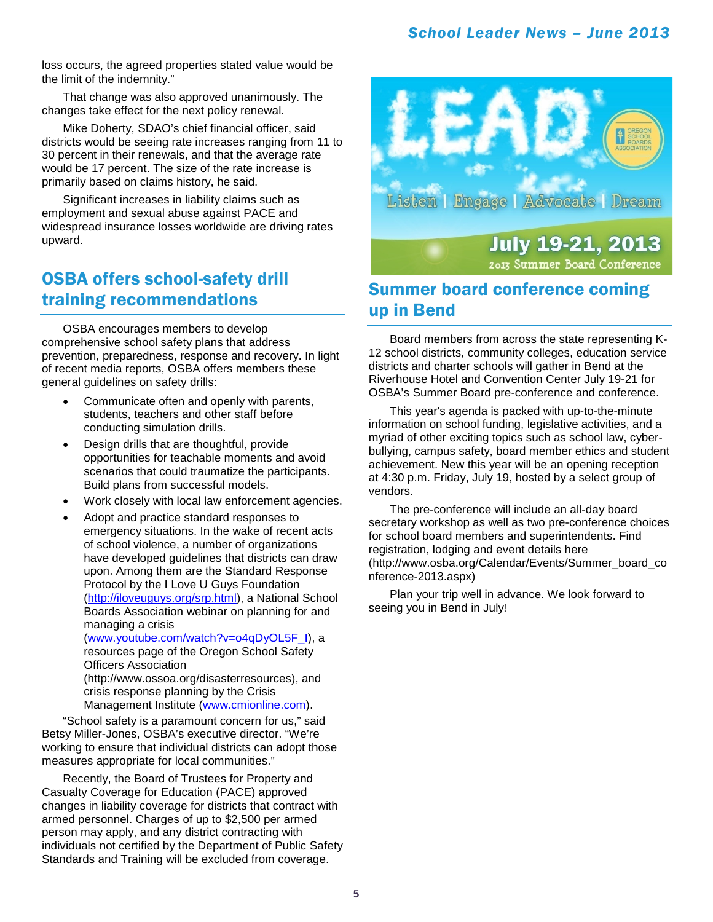loss occurs, the agreed properties stated value would be the limit of the indemnity."

That change was also approved unanimously. The changes take effect for the next policy renewal.

Mike Doherty, SDAO's chief financial officer, said districts would be seeing rate increases ranging from 11 to 30 percent in their renewals, and that the average rate would be 17 percent. The size of the rate increase is primarily based on claims history, he said.

Significant increases in liability claims such as employment and sexual abuse against PACE and widespread insurance losses worldwide are driving rates upward.

## OSBA offers school-safety drill training recommendations

OSBA encourages members to develop comprehensive school safety plans that address prevention, preparedness, response and recovery. In light of recent media reports, OSBA offers members these general guidelines on safety drills:

- Communicate often and openly with parents, students, teachers and other staff before conducting simulation drills.
- Design drills that are thoughtful, provide opportunities for teachable moments and avoid scenarios that could traumatize the participants. Build plans from successful models.
- Work closely with local law enforcement agencies.
- Adopt and practice standard responses to emergency situations. In the wake of recent acts of school violence, a number of organizations have developed guidelines that districts can draw upon. Among them are the Standard Response Protocol by the I Love U Guys Foundation (http://iloveuguys.org/srp.html), a National School Boards Association webinar on planning for and managing a crisis (www.youtube.com/watch?v=o4qDyOL5F_I), a resources page of the Oregon School Safety Officers Association (http://www.ossoa.org/disasterresources), and crisis response planning by the Crisis Management Institute (www.cmionline.com).

"School safety is a paramount concern for us," said Betsy Miller-Jones, OSBA's executive director. "We're working to ensure that individual districts can adopt those measures appropriate for local communities."

Recently, the Board of Trustees for Property and Casualty Coverage for Education (PACE) approved changes in liability coverage for districts that contract with armed personnel. Charges of up to $2,500 per armed person may apply, and any district contracting with individuals not certified by the Department of Public Safety Standards and Training will be excluded from coverage.

LEAD

Listen | Engage | Advocate | Dream

July 19-21, 2013

2013 Summer Board Conference

## Summer board conference coming up in Bend

Board members from across the state representing K-12 school districts, community colleges, education service districts and charter schools will gather in Bend at the Riverhouse Hotel and Convention Center July 19-21 for OSBA's Summer Board pre-conference and conference.

This year's agenda is packed with up-to-the-minute information on school funding, legislative activities, and a myriad of other exciting topics such as school law, cyber-bullying, campus safety, board member ethics and student achievement. New this year will be an opening reception at 4:30 p.m. Friday, July 19, hosted by a select group of vendors.

The pre-conference will include an all-day board secretary workshop as well as two pre-conference choices for school board members and superintendents. Find registration, lodging and event details here (http://www.osba.org/Calendar/Events/Summer_board_conference-2013.aspx)

Plan your trip well in advance. We look forward to seeing you in Bend in July!